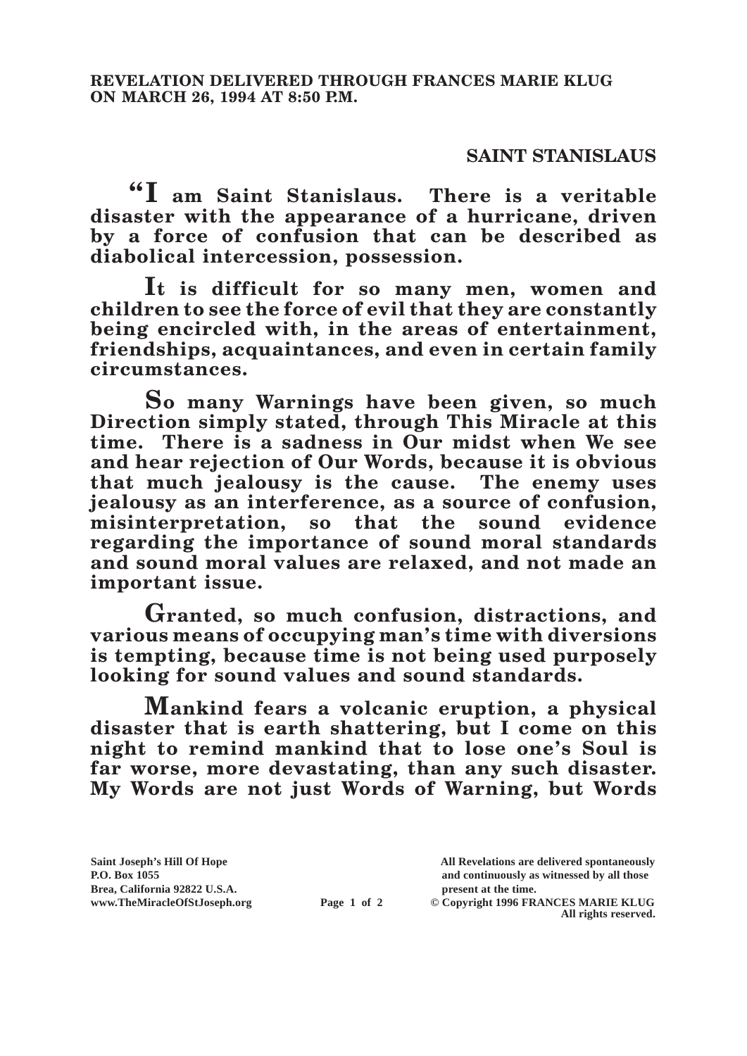**REVELATION DELIVERED THROUGH FRANCES MARIE KLUG ON MARCH 26, 1994 AT 8:50 P.M.**

## SAINT STANISLAUS

**"I am Saint Stanislaus. There is a veritable disaster with the appearance of a hurricane, driven by a force of confusion that can be described as diabolical intercession, possession.**

**It is difficult for so many men, women and children to see the force of evil that they are constantly being encircled with, in the areas of entertainment, friendships, acquaintances, and even in certain family circumstances.**

**So many Warnings have been given, so much Direction simply stated, through This Miracle at this time. There is a sadness in Our midst when We see and hear rejection of Our Words, because it is obvious that much jealousy is the cause. The enemy uses jealousy as an interference, as a source of confusion, misinterpretation, so that the sound evidence regarding the importance of sound moral standards and sound moral values are relaxed, and not made an important issue.**

**Granted, so much confusion, distractions, and various means of occupying man's time with diversions is tempting, because time is not being used purposely looking for sound values and sound standards.**

**Mankind fears a volcanic eruption, a physical disaster that is earth shattering, but I come on this night to remind mankind that to lose one's Soul is far worse, more devastating, than any such disaster. My Words are not just Words of Warning, but Words**

Saint Joseph's Hill Of Hope
P.O. Box 1055
Brea, California 92822 U.S.A.
www.TheMiracleOfStJoseph.org

All Revelations are delivered spontaneously and continuously as witnessed by all those present at the time.
© Copyright 1996 FRANCES MARIE KLUG
All rights reserved.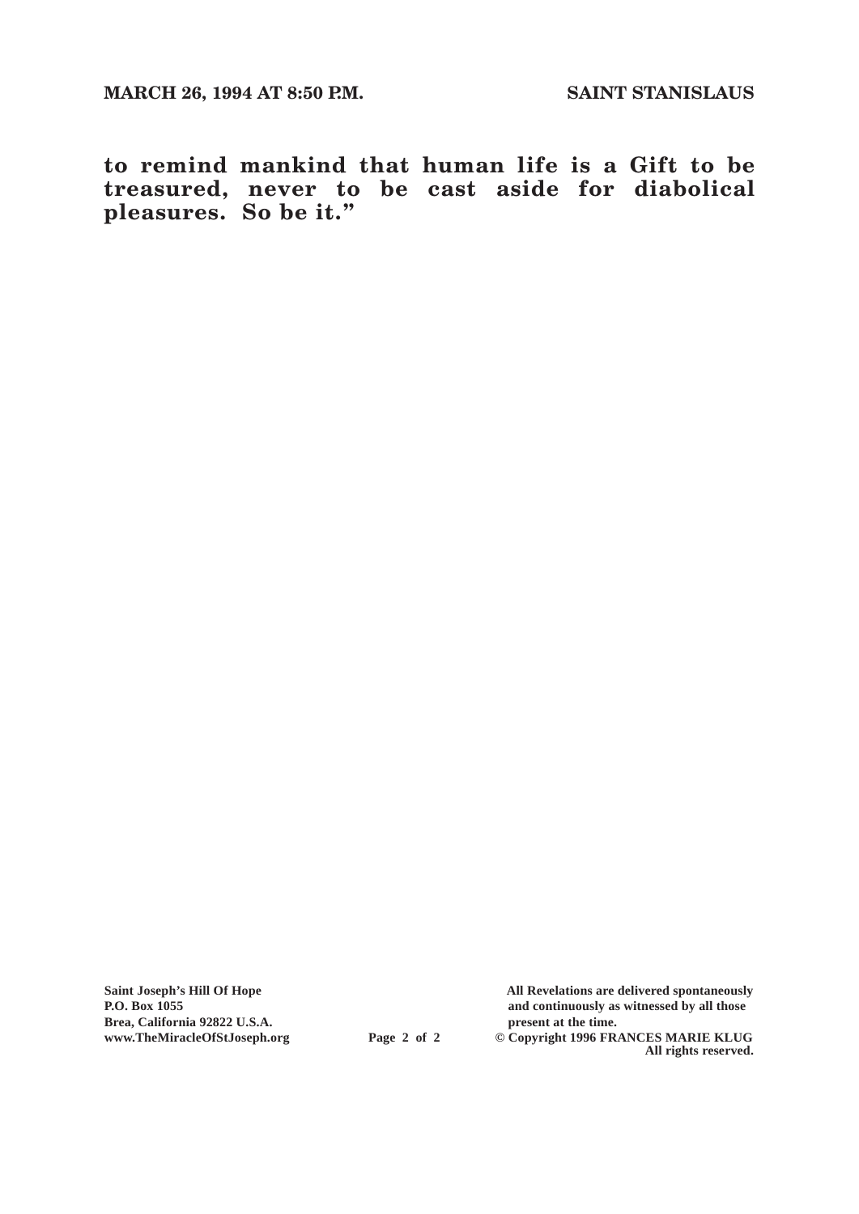**to remind mankind that human life is a Gift to be treasured, never to be cast aside for diabolical pleasures. So be it."**